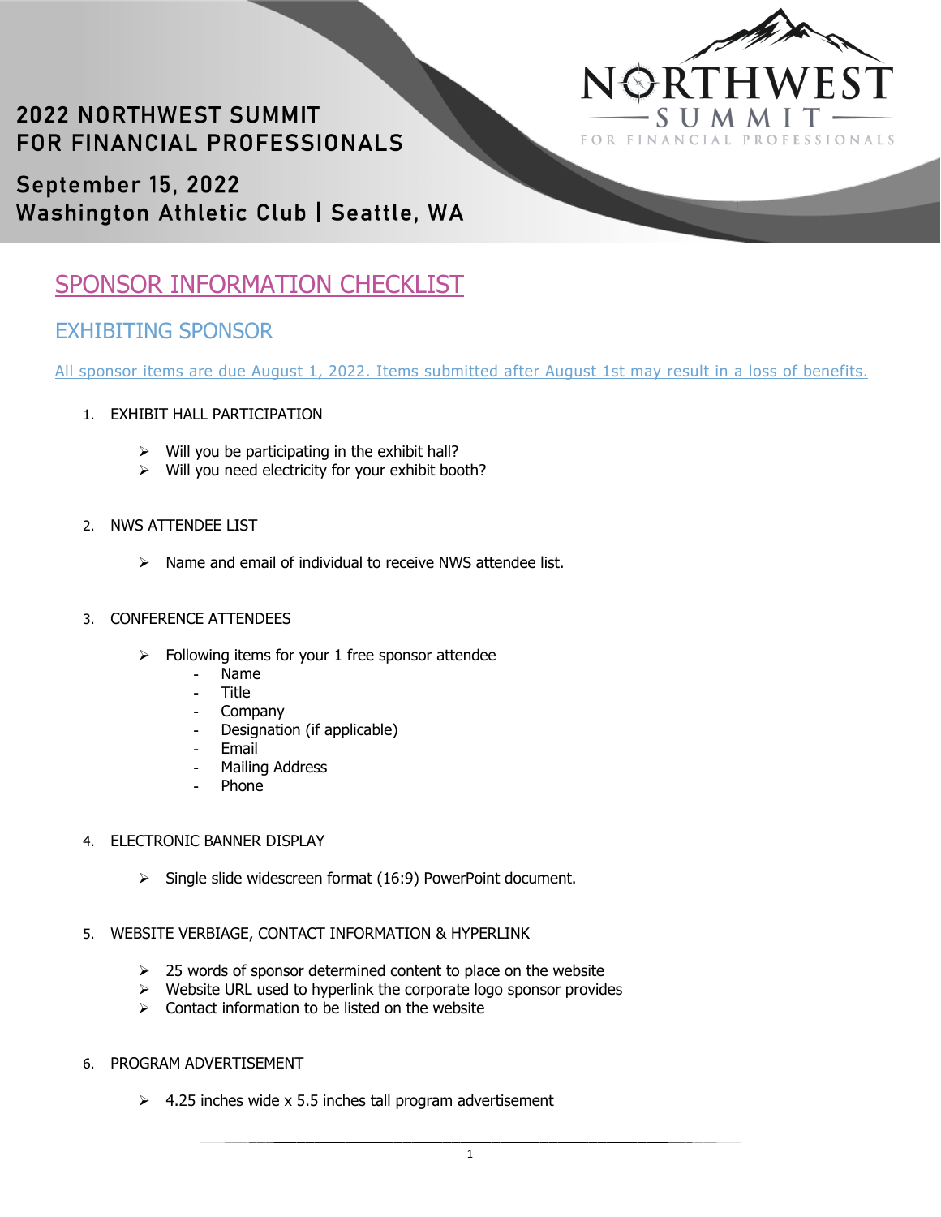# 2022 NORTHWEST SUMMIT FOR FINANCIAL PROFESSIONALS

**September 15, 2022**
**Washington Athletic Club | Seattle, WA**

NORTHWEST SUMMIT FOR FINANCIAL PROFESSIONALS

## SPONSOR INFORMATION CHECKLIST

### EXHIBITING SPONSOR

All sponsor items are due August 1, 2022. Items submitted after August 1st may result in a loss of benefits.

1. EXHIBIT HALL PARTICIPATION
   - Will you be participating in the exhibit hall?
   - Will you need electricity for your exhibit booth?

2. NWS ATTENDEE LIST
   - Name and email of individual to receive NWS attendee list.

3. CONFERENCE ATTENDEES
   - Following items for your 1 free sponsor attendee
     - Name
     - Title
     - Company
     - Designation (if applicable)
     - Email
     - Mailing Address
     - Phone

4. ELECTRONIC BANNER DISPLAY
   - Single slide widescreen format (16:9) PowerPoint document.

5. WEBSITE VERBIAGE, CONTACT INFORMATION & HYPERLINK
   - 25 words of sponsor determined content to place on the website
   - Website URL used to hyperlink the corporate logo sponsor provides
   - Contact information to be listed on the website

6. PROGRAM ADVERTISEMENT
   - 4.25 inches wide x 5.5 inches tall program advertisement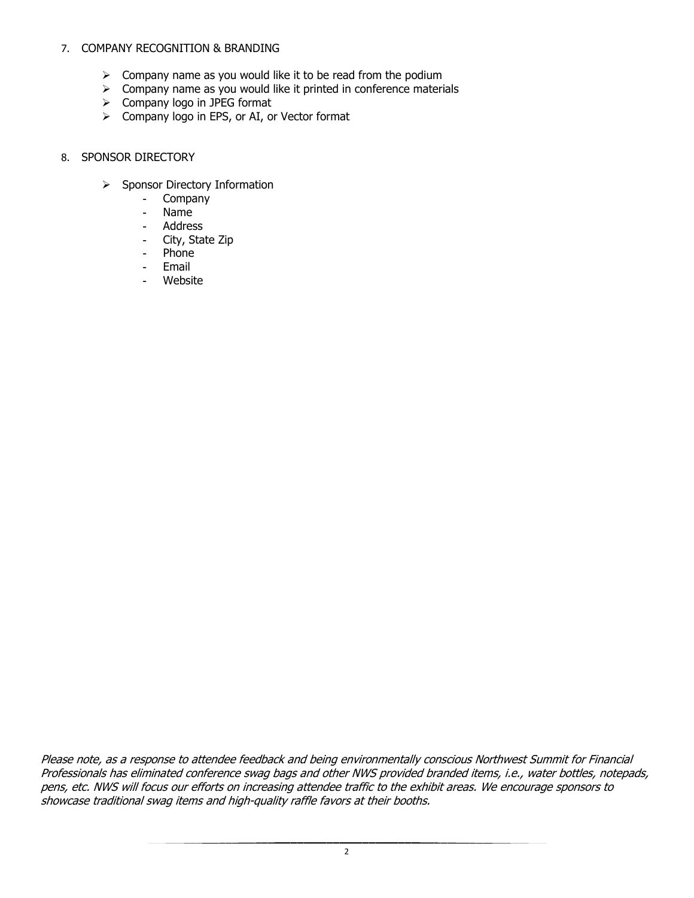7. COMPANY RECOGNITION & BRANDING

   - Company name as you would like it to be read from the podium
   - Company name as you would like it printed in conference materials
   - Company logo in JPEG format
   - Company logo in EPS, or AI, or Vector format

8. SPONSOR DIRECTORY

   - Sponsor Directory Information
     - Company
     - Name
     - Address
     - City, State Zip
     - Phone
     - Email
     - Website

*Please note, as a response to attendee feedback and being environmentally conscious Northwest Summit for Financial Professionals has eliminated conference swag bags and other NWS provided branded items, i.e., water bottles, notepads, pens, etc. NWS will focus our efforts on increasing attendee traffic to the exhibit areas. We encourage sponsors to showcase traditional swag items and high-quality raffle favors at their booths.*